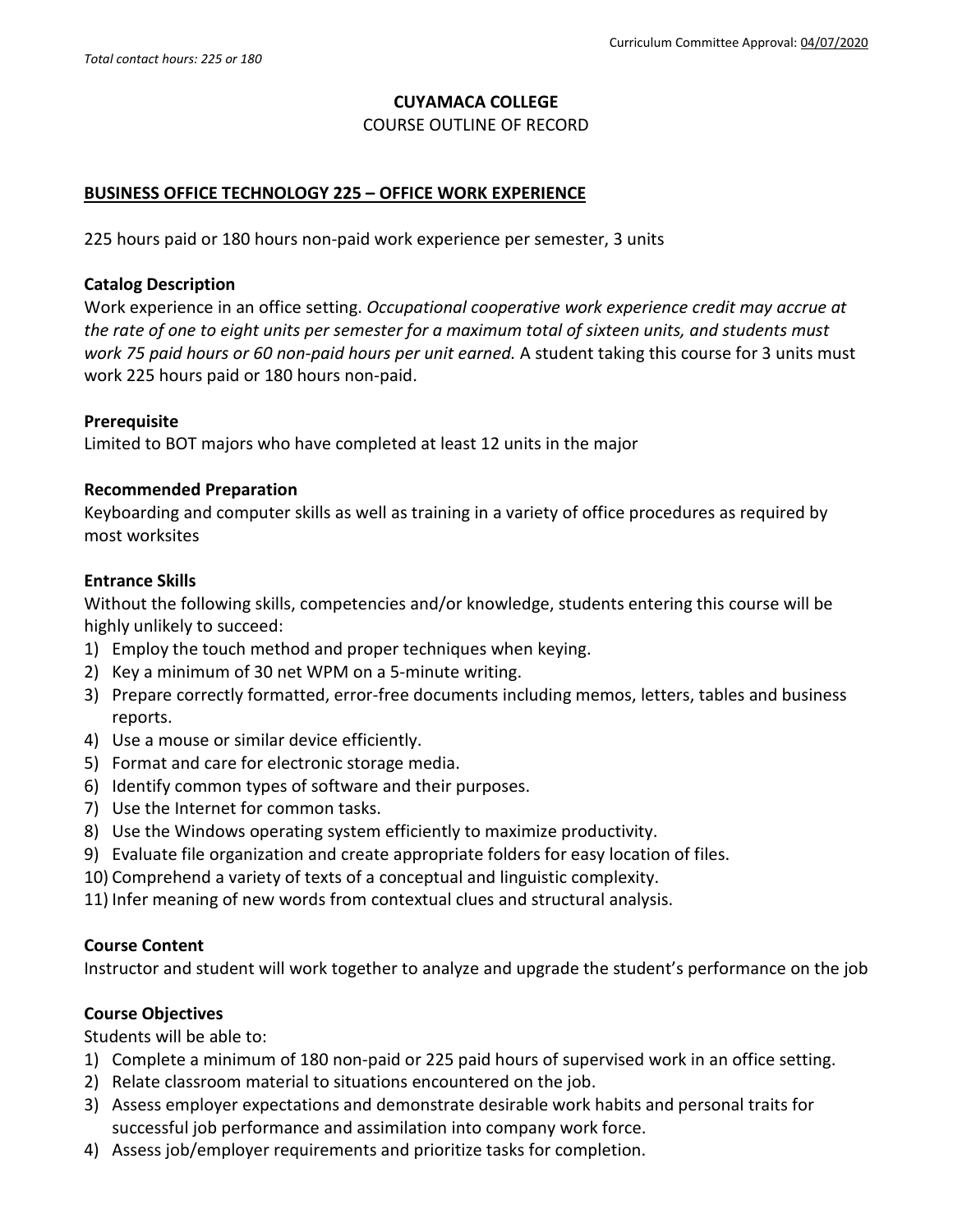*Total contact hours: 225 or 180*

Curriculum Committee Approval: 04/07/2020

**CUYAMACA COLLEGE**

COURSE OUTLINE OF RECORD

# BUSINESS OFFICE TECHNOLOGY 225 – OFFICE WORK EXPERIENCE

225 hours paid or 180 hours non-paid work experience per semester, 3 units

## Catalog Description

Work experience in an office setting. *Occupational cooperative work experience credit may accrue at the rate of one to eight units per semester for a maximum total of sixteen units, and students must work 75 paid hours or 60 non-paid hours per unit earned.* A student taking this course for 3 units must work 225 hours paid or 180 hours non-paid.

## Prerequisite

Limited to BOT majors who have completed at least 12 units in the major

## Recommended Preparation

Keyboarding and computer skills as well as training in a variety of office procedures as required by most worksites

## Entrance Skills

Without the following skills, competencies and/or knowledge, students entering this course will be highly unlikely to succeed:

1) Employ the touch method and proper techniques when keying.
2) Key a minimum of 30 net WPM on a 5-minute writing.
3) Prepare correctly formatted, error-free documents including memos, letters, tables and business reports.
4) Use a mouse or similar device efficiently.
5) Format and care for electronic storage media.
6) Identify common types of software and their purposes.
7) Use the Internet for common tasks.
8) Use the Windows operating system efficiently to maximize productivity.
9) Evaluate file organization and create appropriate folders for easy location of files.
10) Comprehend a variety of texts of a conceptual and linguistic complexity.
11) Infer meaning of new words from contextual clues and structural analysis.

## Course Content

Instructor and student will work together to analyze and upgrade the student's performance on the job

## Course Objectives

Students will be able to:

1) Complete a minimum of 180 non-paid or 225 paid hours of supervised work in an office setting.
2) Relate classroom material to situations encountered on the job.
3) Assess employer expectations and demonstrate desirable work habits and personal traits for successful job performance and assimilation into company work force.
4) Assess job/employer requirements and prioritize tasks for completion.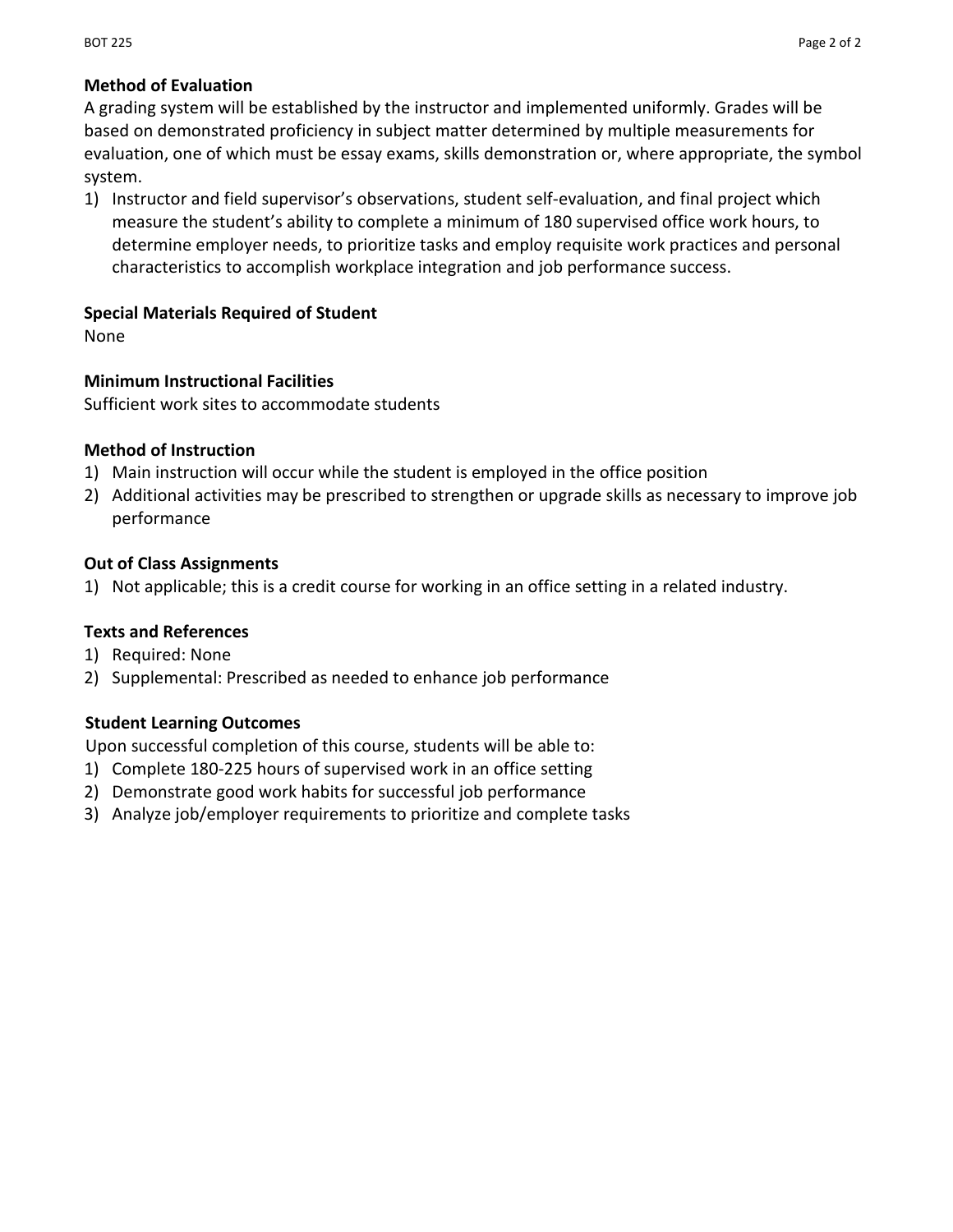### Method of Evaluation

A grading system will be established by the instructor and implemented uniformly. Grades will be based on demonstrated proficiency in subject matter determined by multiple measurements for evaluation, one of which must be essay exams, skills demonstration or, where appropriate, the symbol system.

1) Instructor and field supervisor's observations, student self-evaluation, and final project which measure the student's ability to complete a minimum of 180 supervised office work hours, to determine employer needs, to prioritize tasks and employ requisite work practices and personal characteristics to accomplish workplace integration and job performance success.

### Special Materials Required of Student

None

### Minimum Instructional Facilities

Sufficient work sites to accommodate students

### Method of Instruction

1) Main instruction will occur while the student is employed in the office position
2) Additional activities may be prescribed to strengthen or upgrade skills as necessary to improve job performance

### Out of Class Assignments

1) Not applicable; this is a credit course for working in an office setting in a related industry.

### Texts and References

1) Required: None
2) Supplemental: Prescribed as needed to enhance job performance

### Student Learning Outcomes

Upon successful completion of this course, students will be able to:

1) Complete 180-225 hours of supervised work in an office setting
2) Demonstrate good work habits for successful job performance
3) Analyze job/employer requirements to prioritize and complete tasks